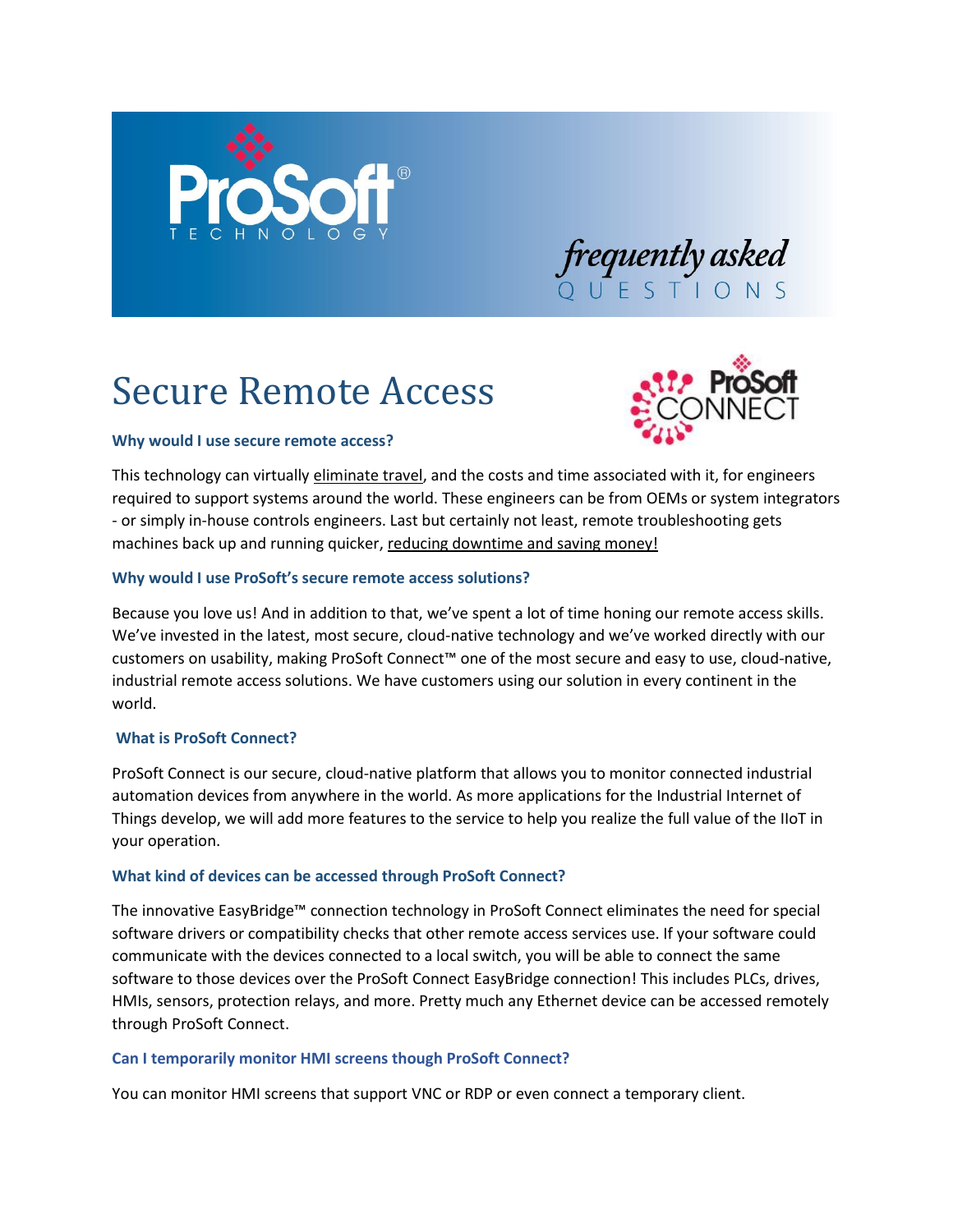# Secure Remote Access

### Why would I use secure remote access?

This technology can virtually eliminate travel, and the costs and time associated with it, for engineers required to support systems around the world. These engineers can be from OEMs or system integrators - or simply in-house controls engineers. Last but certainly not least, remote troubleshooting gets machines back up and running quicker, reducing downtime and saving money!

### Why would I use ProSoft's secure remote access solutions?

Because you love us! And in addition to that, we've spent a lot of time honing our remote access skills. We've invested in the latest, most secure, cloud-native technology and we've worked directly with our customers on usability, making ProSoft Connect™ one of the most secure and easy to use, cloud-native, industrial remote access solutions. We have customers using our solution in every continent in the world.

### What is ProSoft Connect?

ProSoft Connect is our secure, cloud-native platform that allows you to monitor connected industrial automation devices from anywhere in the world. As more applications for the Industrial Internet of Things develop, we will add more features to the service to help you realize the full value of the IIoT in your operation.

### What kind of devices can be accessed through ProSoft Connect?

The innovative EasyBridge™ connection technology in ProSoft Connect eliminates the need for special software drivers or compatibility checks that other remote access services use. If your software could communicate with the devices connected to a local switch, you will be able to connect the same software to those devices over the ProSoft Connect EasyBridge connection! This includes PLCs, drives, HMIs, sensors, protection relays, and more. Pretty much any Ethernet device can be accessed remotely through ProSoft Connect.

### Can I temporarily monitor HMI screens though ProSoft Connect?

You can monitor HMI screens that support VNC or RDP or even connect a temporary client.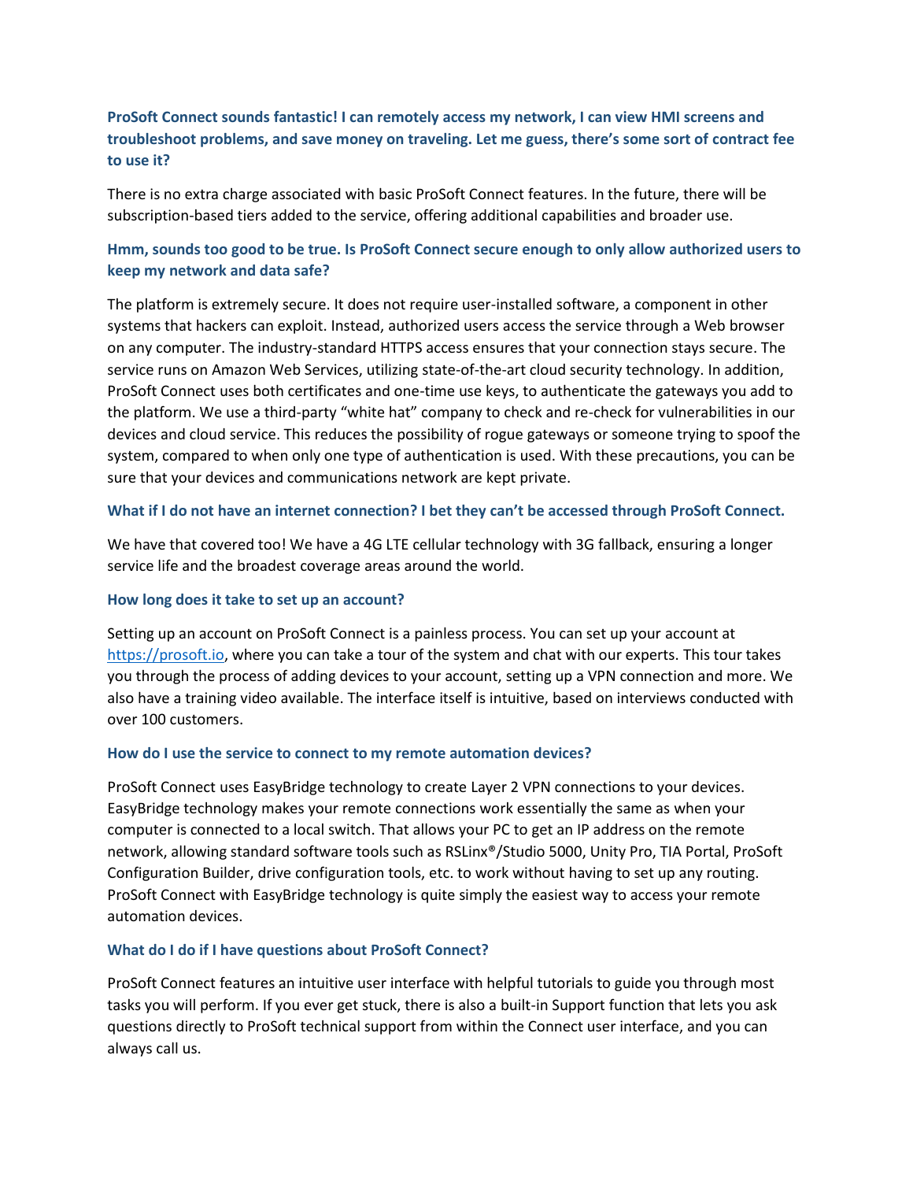### ProSoft Connect sounds fantastic! I can remotely access my network, I can view HMI screens and troubleshoot problems, and save money on traveling. Let me guess, there's some sort of contract fee to use it?

There is no extra charge associated with basic ProSoft Connect features. In the future, there will be subscription-based tiers added to the service, offering additional capabilities and broader use.

### Hmm, sounds too good to be true. Is ProSoft Connect secure enough to only allow authorized users to keep my network and data safe?

The platform is extremely secure. It does not require user-installed software, a component in other systems that hackers can exploit. Instead, authorized users access the service through a Web browser on any computer. The industry-standard HTTPS access ensures that your connection stays secure. The service runs on Amazon Web Services, utilizing state-of-the-art cloud security technology. In addition, ProSoft Connect uses both certificates and one-time use keys, to authenticate the gateways you add to the platform. We use a third-party "white hat" company to check and re-check for vulnerabilities in our devices and cloud service. This reduces the possibility of rogue gateways or someone trying to spoof the system, compared to when only one type of authentication is used. With these precautions, you can be sure that your devices and communications network are kept private.

### What if I do not have an internet connection? I bet they can't be accessed through ProSoft Connect.

We have that covered too! We have a 4G LTE cellular technology with 3G fallback, ensuring a longer service life and the broadest coverage areas around the world.

### How long does it take to set up an account?

Setting up an account on ProSoft Connect is a painless process. You can set up your account at [https://prosoft.io](https://prosoft.io), where you can take a tour of the system and chat with our experts. This tour takes you through the process of adding devices to your account, setting up a VPN connection and more. We also have a training video available. The interface itself is intuitive, based on interviews conducted with over 100 customers.

### How do I use the service to connect to my remote automation devices?

ProSoft Connect uses EasyBridge technology to create Layer 2 VPN connections to your devices. EasyBridge technology makes your remote connections work essentially the same as when your computer is connected to a local switch. That allows your PC to get an IP address on the remote network, allowing standard software tools such as RSLinx®/Studio 5000, Unity Pro, TIA Portal, ProSoft Configuration Builder, drive configuration tools, etc. to work without having to set up any routing. ProSoft Connect with EasyBridge technology is quite simply the easiest way to access your remote automation devices.

### What do I do if I have questions about ProSoft Connect?

ProSoft Connect features an intuitive user interface with helpful tutorials to guide you through most tasks you will perform. If you ever get stuck, there is also a built-in Support function that lets you ask questions directly to ProSoft technical support from within the Connect user interface, and you can always call us.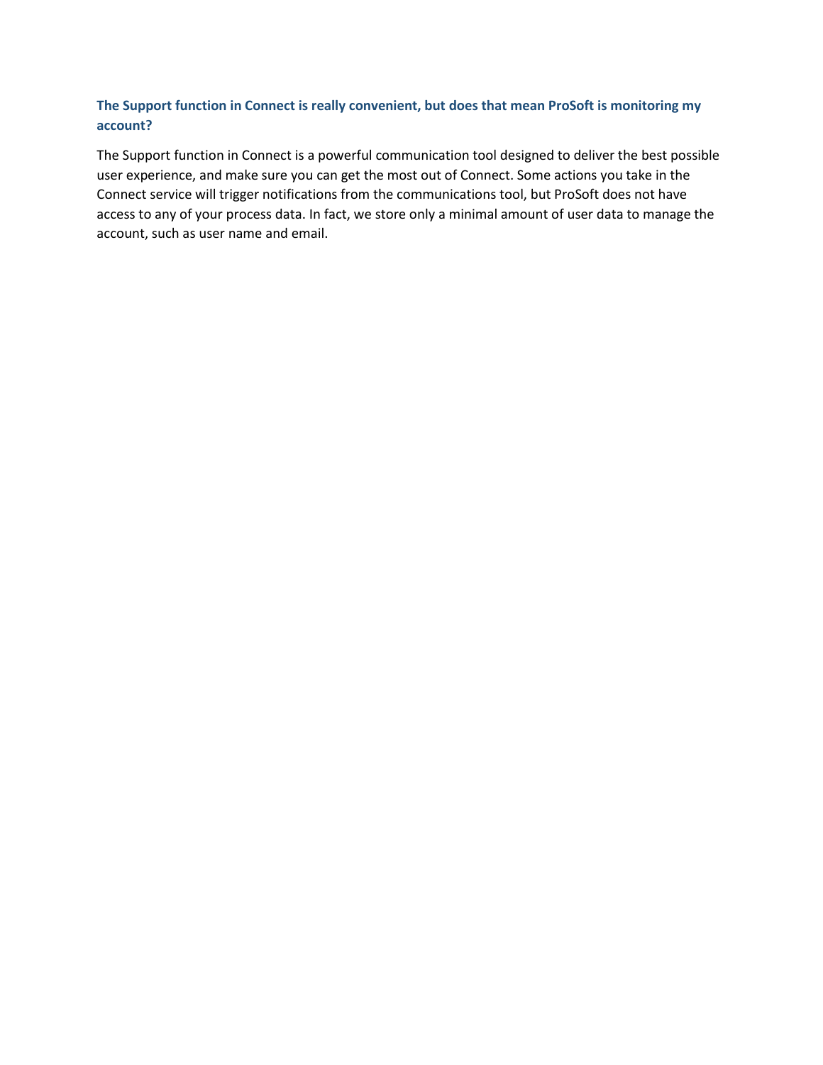### The Support function in Connect is really convenient, but does that mean ProSoft is monitoring my account?

The Support function in Connect is a powerful communication tool designed to deliver the best possible user experience, and make sure you can get the most out of Connect. Some actions you take in the Connect service will trigger notifications from the communications tool, but ProSoft does not have access to any of your process data. In fact, we store only a minimal amount of user data to manage the account, such as user name and email.